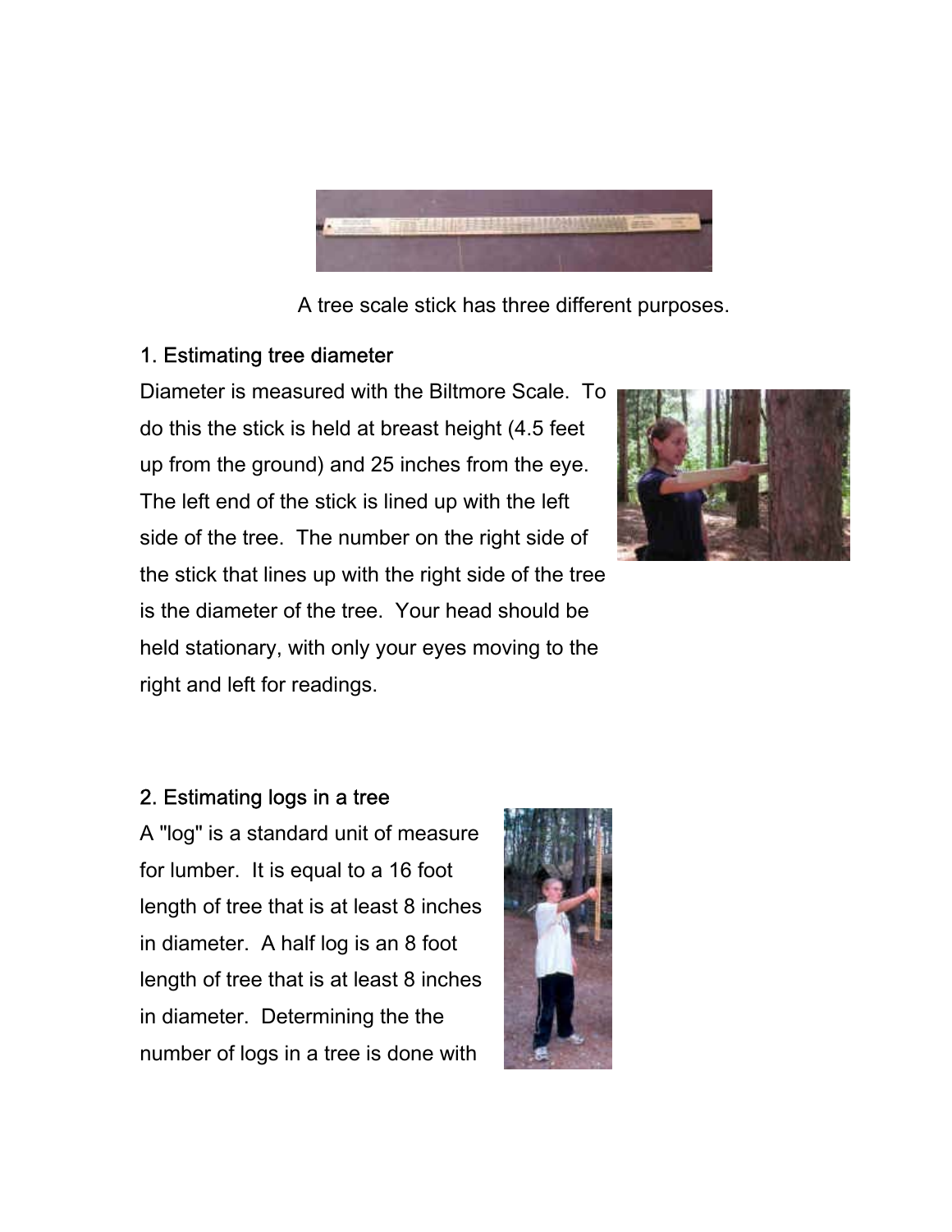A tree scale stick has three different purposes.

## 1. Estimating tree diameter

Diameter is measured with the Biltmore Scale. To do this the stick is held at breast height (4.5 feet up from the ground) and 25 inches from the eye. The left end of the stick is lined up with the left side of the tree. The number on the right side of the stick that lines up with the right side of the tree is the diameter of the tree. Your head should be held stationary, with only your eyes moving to the right and left for readings.

## 2. Estimating logs in a tree

A "log" is a standard unit of measure for lumber. It is equal to a 16 foot length of tree that is at least 8 inches in diameter. A half log is an 8 foot length of tree that is at least 8 inches in diameter. Determining the the number of logs in a tree is done with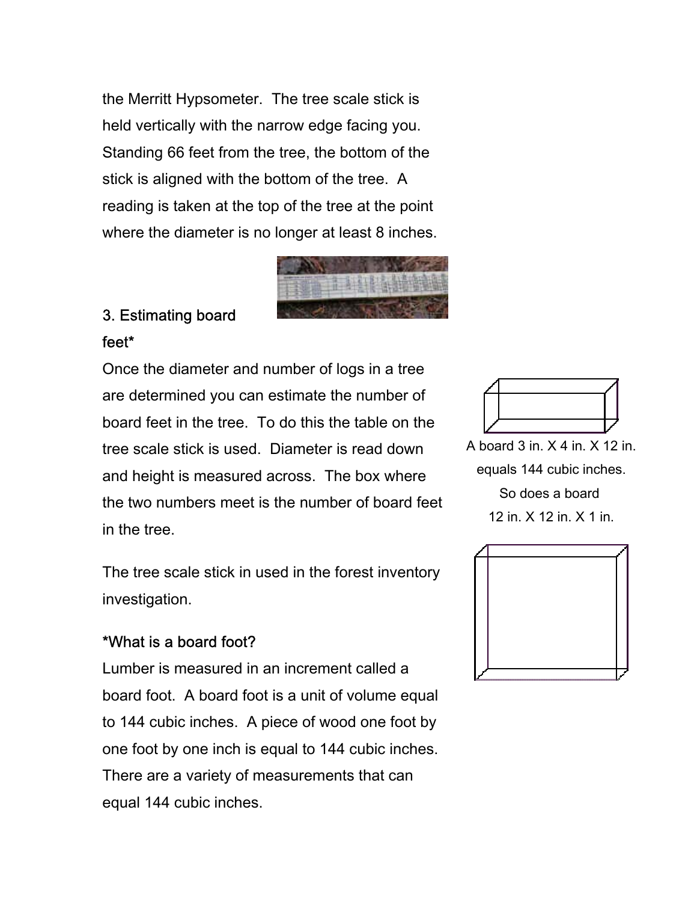the Merritt Hypsometer. The tree scale stick is held vertically with the narrow edge facing you. Standing 66 feet from the tree, the bottom of the stick is aligned with the bottom of the tree. A reading is taken at the top of the tree at the point where the diameter is no longer at least 8 inches.

### 3. Estimating board feet*

Once the diameter and number of logs in a tree are determined you can estimate the number of board feet in the tree. To do this the table on the tree scale stick is used. Diameter is read down and height is measured across. The box where the two numbers meet is the number of board feet in the tree.

The tree scale stick in used in the forest inventory investigation.

A board 3 in. X 4 in. X 12 in. equals 144 cubic inches. So does a board 12 in. X 12 in. X 1 in.

### *What is a board foot?

Lumber is measured in an increment called a board foot. A board foot is a unit of volume equal to 144 cubic inches. A piece of wood one foot by one foot by one inch is equal to 144 cubic inches. There are a variety of measurements that can equal 144 cubic inches.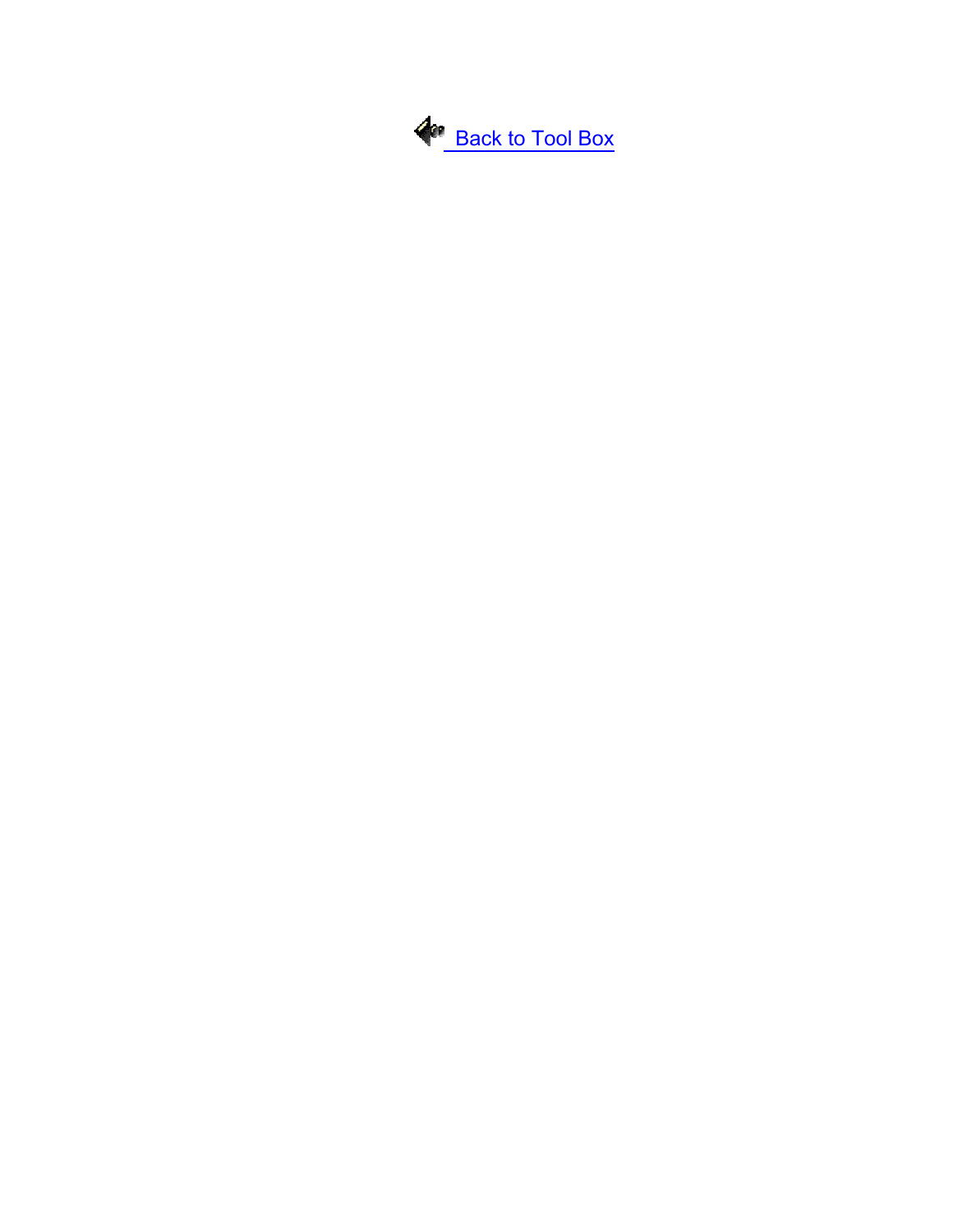Back to Tool Box